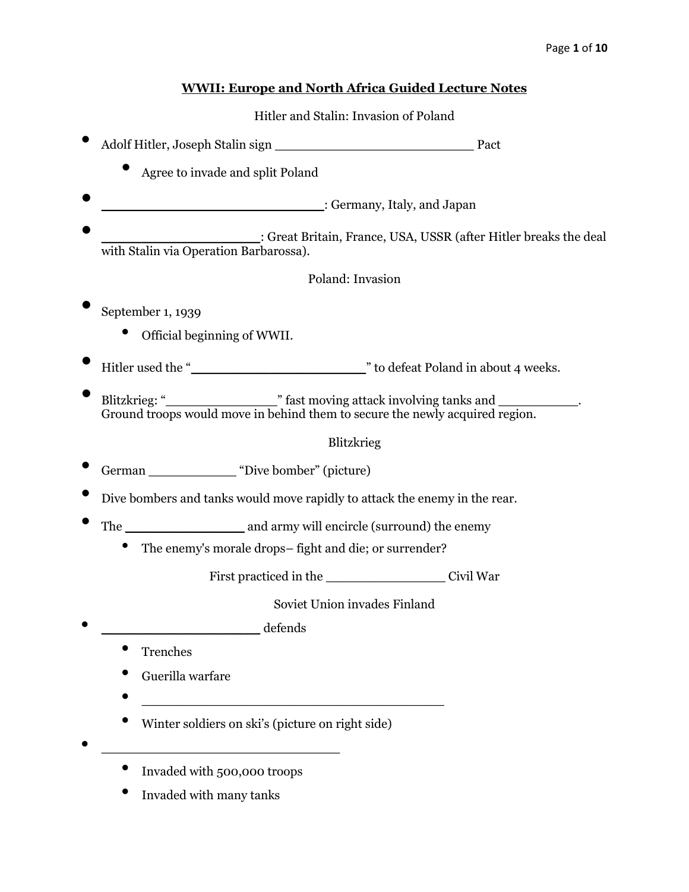# WWII: Europe and North Africa Guided Lecture Notes

## Hitler and Stalin: Invasion of Poland

- Adolf Hitler, Joseph Stalin sign ________________________ Pact
  - Agree to invade and split Poland
- ____________________________: Germany, Italy, and Japan
- ____________________: Great Britain, France, USA, USSR (after Hitler breaks the deal with Stalin via Operation Barbarossa).

## Poland: Invasion

- September 1, 1939
  - Official beginning of WWII.
- Hitler used the "_____________________" to defeat Poland in about 4 weeks.
- Blitzkrieg: "______________" fast moving attack involving tanks and __________. Ground troops would move in behind them to secure the newly acquired region.

## Blitzkrieg

- German ___________ "Dive bomber" (picture)
- Dive bombers and tanks would move rapidly to attack the enemy in the rear.
- The _______________ and army will encircle (surround) the enemy
  - The enemy's morale drops– fight and die; or surrender?

First practiced in the _______________ Civil War

## Soviet Union invades Finland

- ____________________ defends
  - Trenches
  - Guerilla warfare
  - _______________________________________
  - Winter soldiers on ski's (picture on right side)
- ______________________________
  - Invaded with 500,000 troops
  - Invaded with many tanks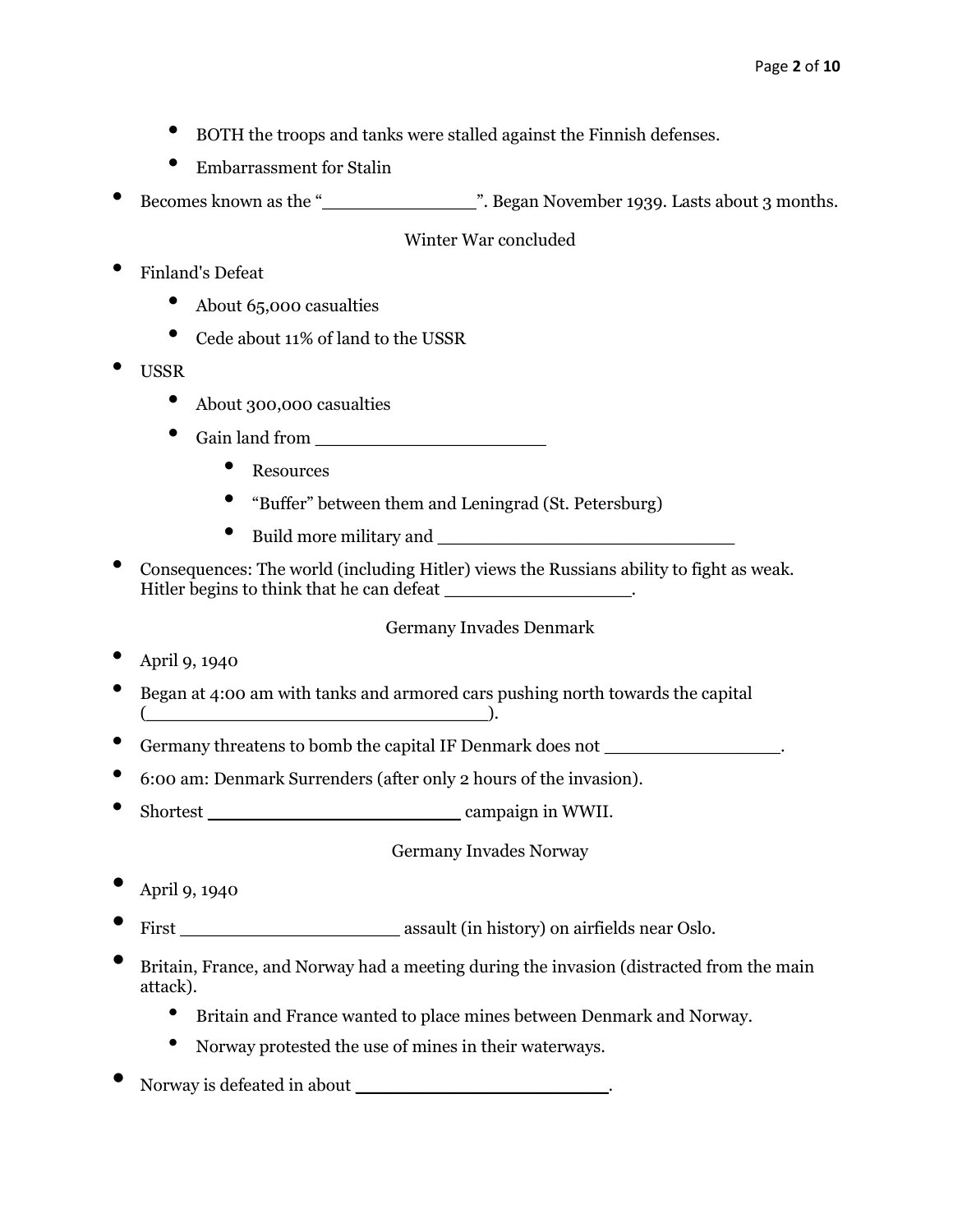- BOTH the troops and tanks were stalled against the Finnish defenses.
- Embarrassment for Stalin

- Becomes known as the "______________". Began November 1939. Lasts about 3 months.

### Winter War concluded

- Finland's Defeat
  - About 65,000 casualties
  - Cede about 11% of land to the USSR
- USSR
  - About 300,000 casualties
  - Gain land from _____________________
    - Resources
    - "Buffer" between them and Leningrad (St. Petersburg)
    - Build more military and ___________________________
- Consequences: The world (including Hitler) views the Russians ability to fight as weak. Hitler begins to think that he can defeat _________________.

### Germany Invades Denmark

- April 9, 1940
- Began at 4:00 am with tanks and armored cars pushing north towards the capital (______________________________).
- Germany threatens to bomb the capital IF Denmark does not ________________.
- 6:00 am: Denmark Surrenders (after only 2 hours of the invasion).
- Shortest _______________________ campaign in WWII.

### Germany Invades Norway

- April 9, 1940
- First ____________________ assault (in history) on airfields near Oslo.
- Britain, France, and Norway had a meeting during the invasion (distracted from the main attack).
  - Britain and France wanted to place mines between Denmark and Norway.
  - Norway protested the use of mines in their waterways.
- Norway is defeated in about _______________________.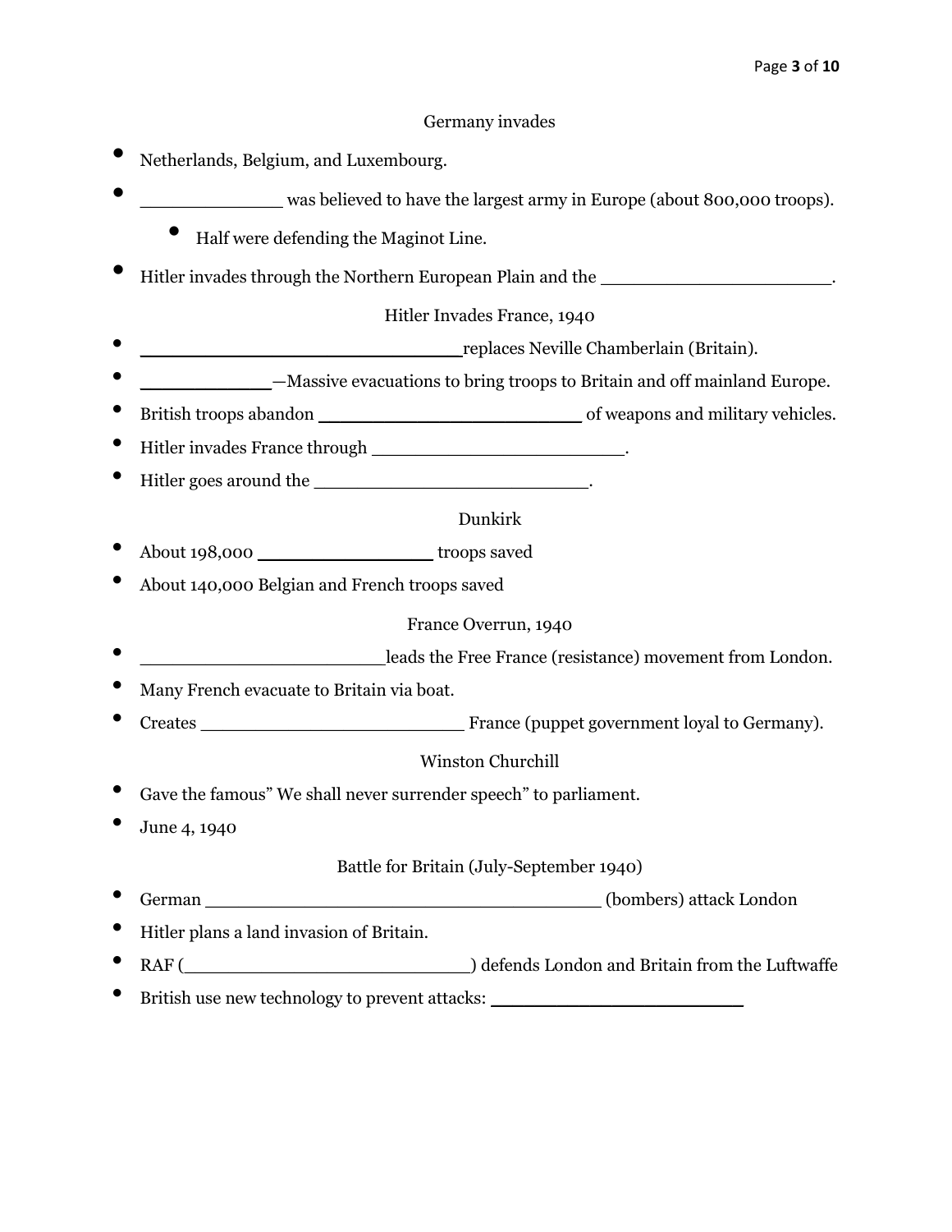### Germany invades

- Netherlands, Belgium, and Luxembourg.
- _____________ was believed to have the largest army in Europe (about 800,000 troops).
  - Half were defending the Maginot Line.
- Hitler invades through the Northern European Plain and the _____________________.

### Hitler Invades France, 1940

- ______________________________replaces Neville Chamberlain (Britain).
- ____________—Massive evacuations to bring troops to Britain and off mainland Europe.
- British troops abandon ________________________ of weapons and military vehicles.
- Hitler invades France through ________________________.
- Hitler goes around the __________________________.

### Dunkirk

- About 198,000 ________________ troops saved
- About 140,000 Belgian and French troops saved

### France Overrun, 1940

- _______________________leads the Free France (resistance) movement from London.
- Many French evacuate to Britain via boat.
- Creates _________________________ France (puppet government loyal to Germany).

### Winston Churchill

- Gave the famous" We shall never surrender speech" to parliament.
- June 4, 1940

### Battle for Britain (July-September 1940)

- German _____________________________________ (bombers) attack London
- Hitler plans a land invasion of Britain.
- RAF (___________________________) defends London and Britain from the Luftwaffe
- British use new technology to prevent attacks: _______________________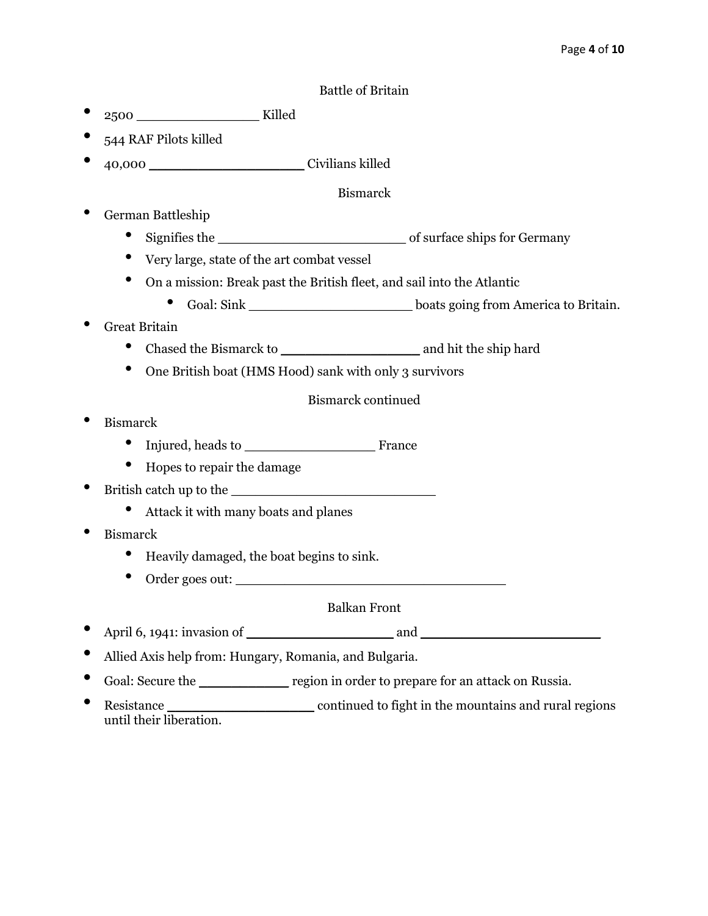## Battle of Britain

- 2500 _______________ Killed
- 544 RAF Pilots killed
- 40,000 ___________________ Civilians killed

## Bismarck

- German Battleship
  - Signifies the _______________________ of surface ships for Germany
  - Very large, state of the art combat vessel
  - On a mission: Break past the British fleet, and sail into the Atlantic
    - Goal: Sink ____________________ boats going from America to Britain.
- Great Britain
  - Chased the Bismarck to _________________ and hit the ship hard
  - One British boat (HMS Hood) sank with only 3 survivors

## Bismarck continued

- Bismarck
  - Injured, heads to _______________ France
  - Hopes to repair the damage
- British catch up to the _________________________
  - Attack it with many boats and planes
- Bismarck
  - Heavily damaged, the boat begins to sink.
  - Order goes out: _________________________________

## Balkan Front

- April 6, 1941: invasion of __________________ and ______________________
- Allied Axis help from: Hungary, Romania, and Bulgaria.
- Goal: Secure the ___________ region in order to prepare for an attack on Russia.
- Resistance __________________ continued to fight in the mountains and rural regions until their liberation.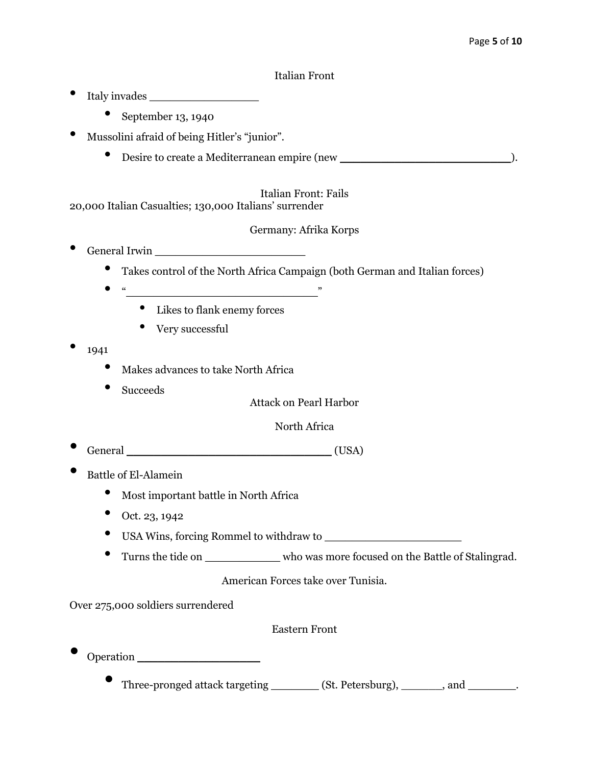## Italian Front

- Italy invades ________________
    - September 13, 1940
- Mussolini afraid of being Hitler's "junior".
    - Desire to create a Mediterranean empire (new _________________________).

## Italian Front: Fails

20,000 Italian Casualties; 130,000 Italians' surrender

## Germany: Afrika Korps

- General Irwin ______________________
    - Takes control of the North Africa Campaign (both German and Italian forces)
    - "____________________________"
        - Likes to flank enemy forces
        - Very successful
- 1941
    - Makes advances to take North Africa
    - Succeeds

## Attack on Pearl Harbor

## North Africa

- General ______________________________ (USA)
- Battle of El-Alamein
    - Most important battle in North Africa
    - Oct. 23, 1942
    - USA Wins, forcing Rommel to withdraw to ____________________
    - Turns the tide on ___________ who was more focused on the Battle of Stalingrad.

## American Forces take over Tunisia.

Over 275,000 soldiers surrendered

## Eastern Front

- Operation __________________
    - Three-pronged attack targeting _______ (St. Petersburg), ______, and _______.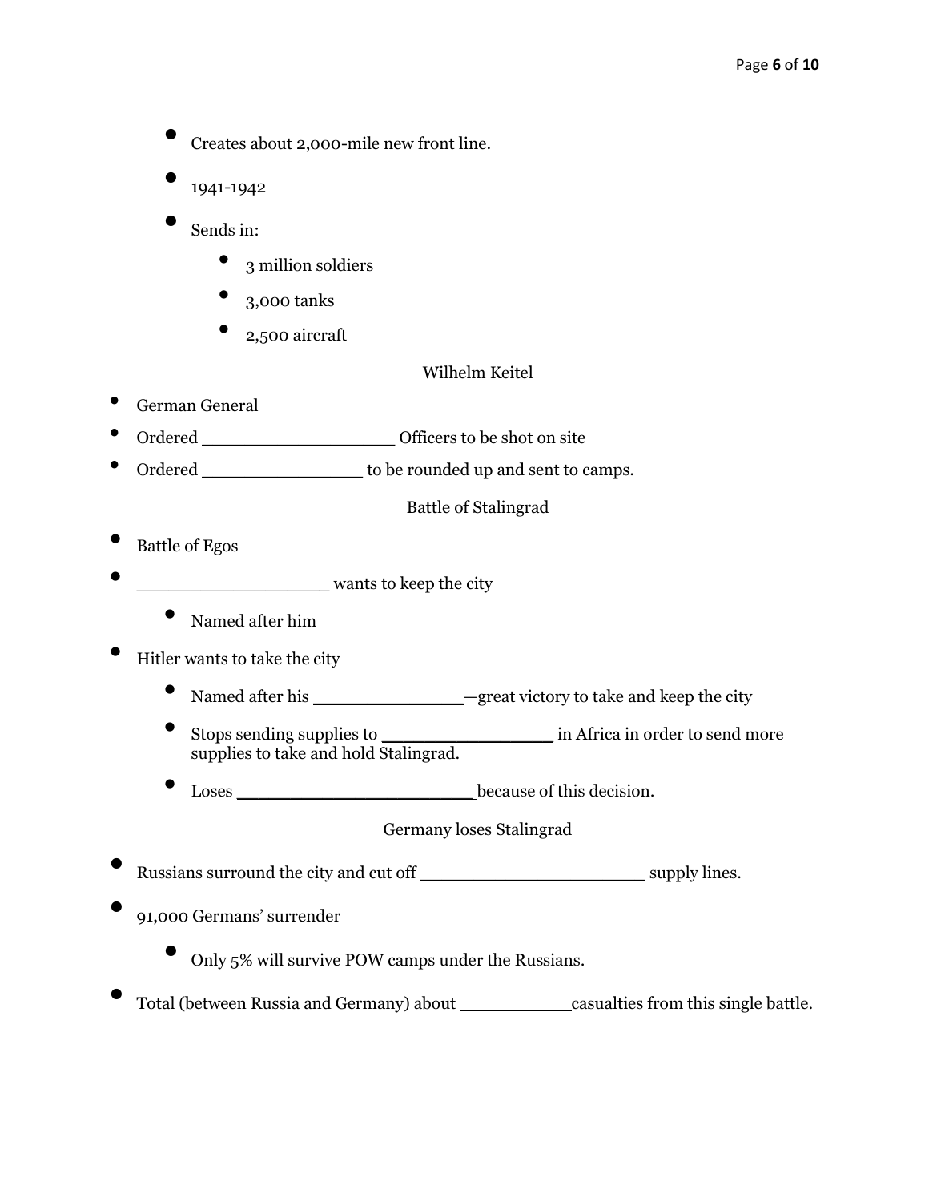- Creates about 2,000-mile new front line.
- 1941-1942
- Sends in:
  - 3 million soldiers
  - 3,000 tanks
  - 2,500 aircraft

Wilhelm Keitel

- German General
- Ordered _________________ Officers to be shot on site
- Ordered _______________ to be rounded up and sent to camps.

Battle of Stalingrad

- Battle of Egos
- _________________ wants to keep the city
  - Named after him
- Hitler wants to take the city
  - Named after his ______________—great victory to take and keep the city
  - Stops sending supplies to ________________ in Africa in order to send more supplies to take and hold Stalingrad.
  - Loses ______________________because of this decision.

Germany loses Stalingrad

- Russians surround the city and cut off _____________________ supply lines.
- 91,000 Germans' surrender
  - Only 5% will survive POW camps under the Russians.
- Total (between Russia and Germany) about __________casualties from this single battle.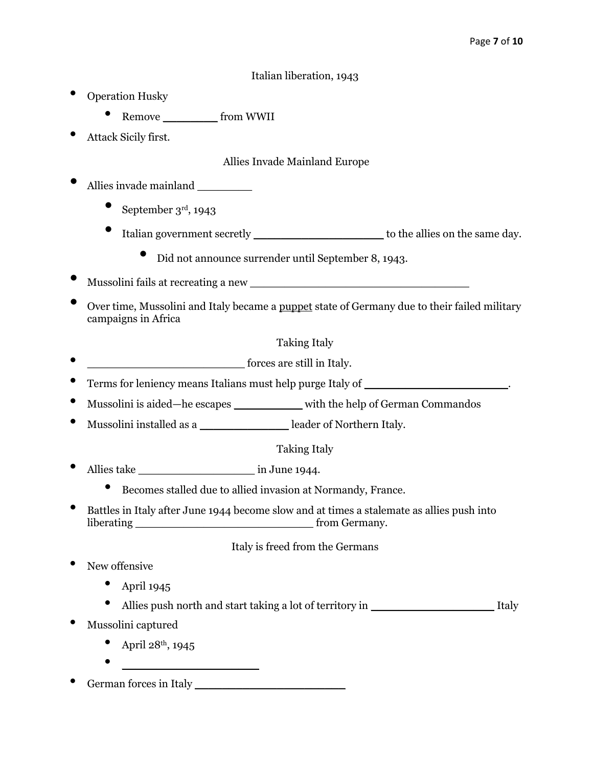## Italian liberation, 1943

- Operation Husky
  - Remove ________ from WWII
- Attack Sicily first.

## Allies Invade Mainland Europe

- Allies invade mainland ________
  - September 3rd, 1943
  - Italian government secretly ___________________ to the allies on the same day.
    - Did not announce surrender until September 8, 1943.
- Mussolini fails at recreating a new ________________________________
- Over time, Mussolini and Italy became a puppet state of Germany due to their failed military campaigns in Africa

## Taking Italy

- _______________________ forces are still in Italy.
- Terms for leniency means Italians must help purge Italy of ______________________.
- Mussolini is aided—he escapes __________ with the help of German Commandos
- Mussolini installed as a _____________ leader of Northern Italy.

## Taking Italy

- Allies take _________________ in June 1944.
  - Becomes stalled due to allied invasion at Normandy, France.
- Battles in Italy after June 1944 become slow and at times a stalemate as allies push into liberating __________________________ from Germany.

## Italy is freed from the Germans

- New offensive
  - April 1945
  - Allies push north and start taking a lot of territory in ___________________ Italy
- Mussolini captured
  - April 28th, 1945
  - ____________________
- German forces in Italy ______________________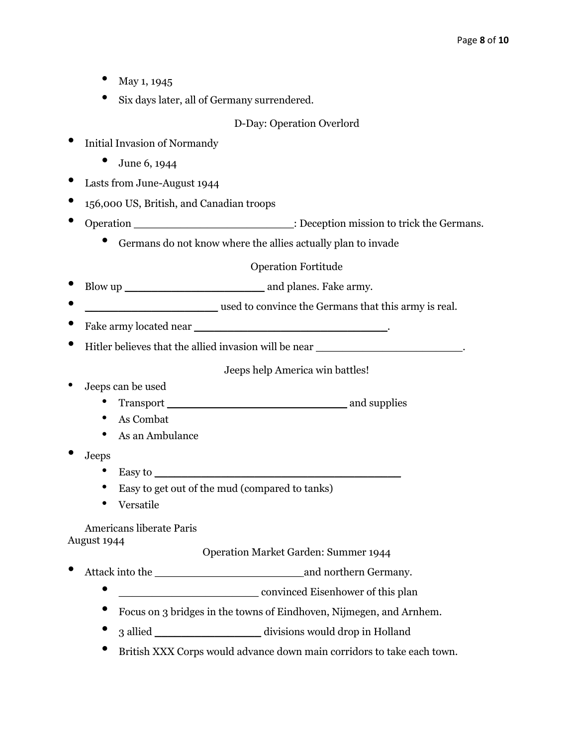- May 1, 1945
- Six days later, all of Germany surrendered.

## D-Day: Operation Overlord

- Initial Invasion of Normandy
  - June 6, 1944
- Lasts from June-August 1944
- 156,000 US, British, and Canadian troops
- Operation ________________________: Deception mission to trick the Germans.
  - Germans do not know where the allies actually plan to invade

## Operation Fortitude

- Blow up _____________________ and planes. Fake army.
- ____________________ used to convince the Germans that this army is real.
- Fake army located near _____________________________.
- Hitler believes that the allied invasion will be near ______________________.

## Jeeps help America win battles!

- Jeeps can be used
  - Transport ___________________________ and supplies
  - As Combat
  - As an Ambulance
- Jeeps
  - Easy to _____________________________________
  - Easy to get out of the mud (compared to tanks)
  - Versatile

Americans liberate Paris
August 1944

## Operation Market Garden: Summer 1944

- Attack into the _______________________and northern Germany.
  - _____________________ convinced Eisenhower of this plan
  - Focus on 3 bridges in the towns of Eindhoven, Nijmegen, and Arnhem.
  - 3 allied ________________ divisions would drop in Holland
  - British XXX Corps would advance down main corridors to take each town.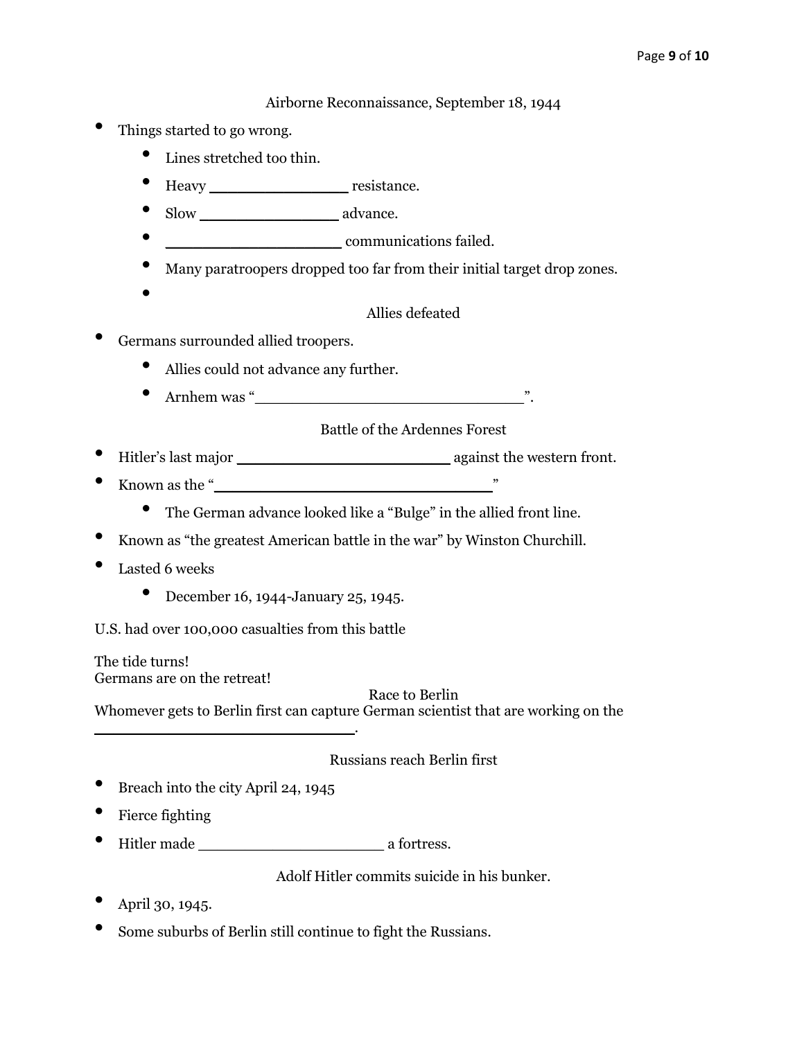Airborne Reconnaissance, September 18, 1944

- Things started to go wrong.
  - Lines stretched too thin.
  - Heavy _______________ resistance.
  - Slow _______________ advance.
  - ___________________ communications failed.
  - Many paratroopers dropped too far from their initial target drop zones.
  -

Allies defeated

- Germans surrounded allied troopers.
  - Allies could not advance any further.
  - Arnhem was "______________________________".

Battle of the Ardennes Forest

- Hitler's last major _______________________ against the western front.
- Known as the "______________________________"
  - The German advance looked like a "Bulge" in the allied front line.
- Known as "the greatest American battle in the war" by Winston Churchill.
- Lasted 6 weeks
  - December 16, 1944-January 25, 1945.

U.S. had over 100,000 casualties from this battle

The tide turns!
Germans are on the retreat!

Race to Berlin

Whomever gets to Berlin first can capture German scientist that are working on the ____________________________.

Russians reach Berlin first

- Breach into the city April 24, 1945
- Fierce fighting
- Hitler made ____________________ a fortress.

Adolf Hitler commits suicide in his bunker.

- April 30, 1945.
- Some suburbs of Berlin still continue to fight the Russians.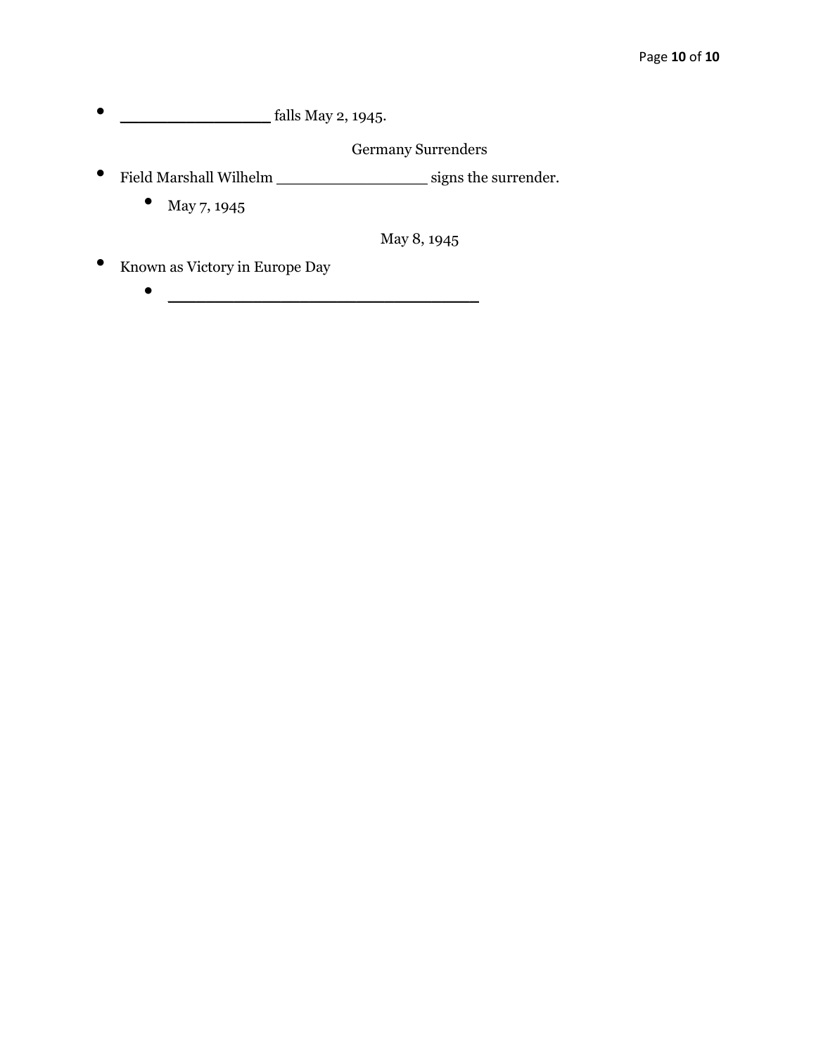- _______________ falls May 2, 1945.

Germany Surrenders

- Field Marshall Wilhelm _______________ signs the surrender.
    - May 7, 1945

May 8, 1945

- Known as Victory in Europe Day
    - ________________________________